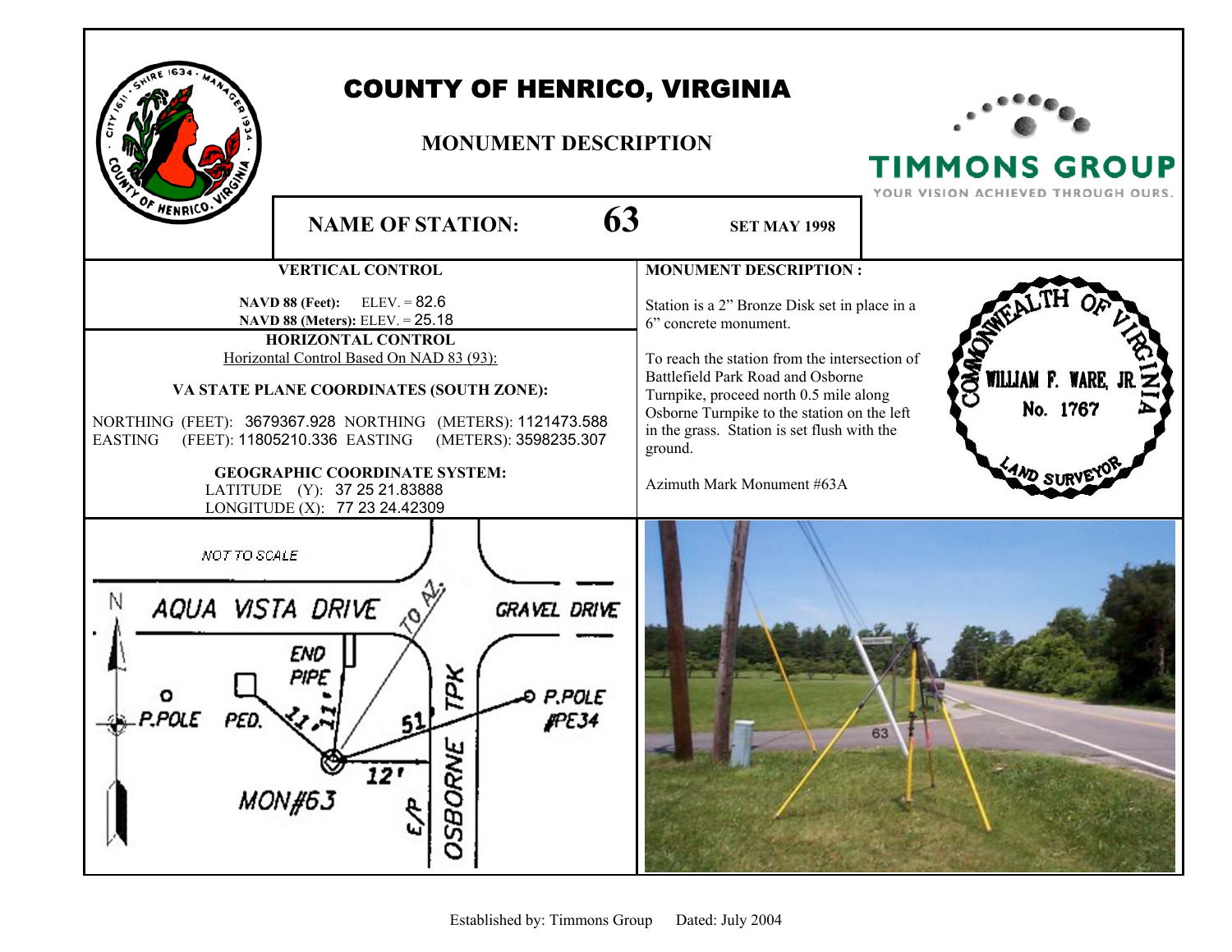# COUNTY OF HENRICO, VIRGINIA

## MONUMENT DESCRIPTION

TIMMONS GROUP
YOUR VISION ACHIEVED THROUGH OURS.

**NAME OF STATION:** **63** **SET MAY 1998**

### VERTICAL CONTROL

**NAVD 88 (Feet):** ELEV. = 82.6
**NAVD 88 (Meters):** ELEV. = 25.18

### HORIZONTAL CONTROL

Horizontal Control Based On NAD 83 (93):

**VA STATE PLANE COORDINATES (SOUTH ZONE):**

NORTHING (FEET): 3679367.928 NORTHING (METERS): 1121473.588
EASTING (FEET): 11805210.336 EASTING (METERS): 3598235.307

**GEOGRAPHIC COORDINATE SYSTEM:**
LATITUDE (Y): 37 25 21.83888
LONGITUDE (X): 77 23 24.42309

### MONUMENT DESCRIPTION :

Station is a 2” Bronze Disk set in place in a 6” concrete monument.

To reach the station from the intersection of Battlefield Park Road and Osborne Turnpike, proceed north 0.5 mile along Osborne Turnpike to the station on the left in the grass. Station is set flush with the ground.

Azimuth Mark Monument #63A

COMMONWEALTH OF VIRGINIA
WILLIAM F. WARE, JR.
No. 1767
LAND SURVEYOR

NOT TO SCALE

N
AQUA VISTA DRIVE
GRAVEL DRIVE
TO AZ.
END PIPE
P.POLE
PED.
11'
11'
51'
12'
P.POLE #PE34
OSBORNE TPK
E/P
MON#63

Established by: Timmons Group Dated: July 2004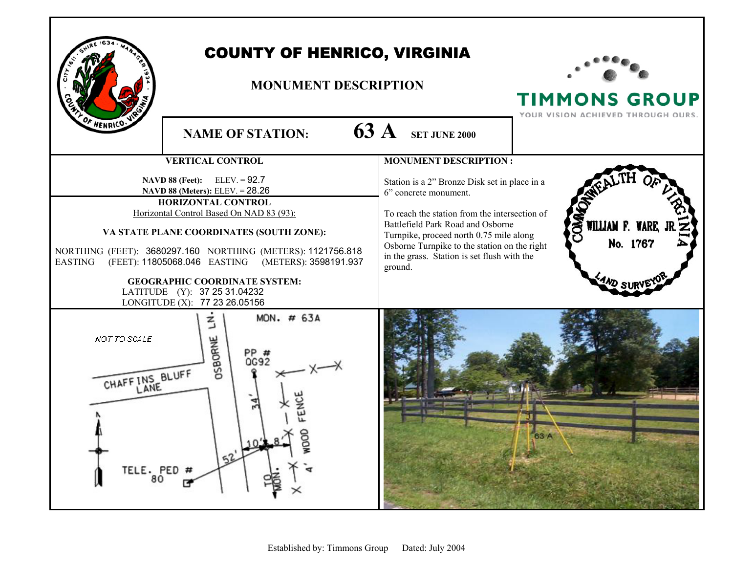# COUNTY OF HENRICO, VIRGINIA

## MONUMENT DESCRIPTION

TIMMONS GROUP
YOUR VISION ACHIEVED THROUGH OURS.

**NAME OF STATION: 63 A** **SET JUNE 2000**

**VERTICAL CONTROL**

**NAVD 88 (Feet):** ELEV. = 92.7
**NAVD 88 (Meters):** ELEV. = 28.26

**HORIZONTAL CONTROL**

Horizontal Control Based On NAD 83 (93):

**VA STATE PLANE COORDINATES (SOUTH ZONE):**

NORTHING (FEET): 3680297.160 NORTHING (METERS): 1121756.818
EASTING (FEET): 11805068.046 EASTING (METERS): 3598191.937

**GEOGRAPHIC COORDINATE SYSTEM:**

LATITUDE (Y): 37 25 31.04232
LONGITUDE (X): 77 23 26.05156

**MONUMENT DESCRIPTION :**

Station is a 2" Bronze Disk set in place in a 6" concrete monument.

To reach the station from the intersection of Battlefield Park Road and Osborne Turnpike, proceed north 0.75 mile along Osborne Turnpike to the station on the right in the grass. Station is set flush with the ground.

COMMONWEALTH OF VIRGINIA
WILLIAM F. WARE, JR.
No. 1767
LAND SURVEYOR

NOT TO SCALE
MON. # 63A
OSBORNE LN.
CHAFFINS BLUFF LANE
PP # OG92
34'
10'
8'
52'
WOOD FENCE
4'
TO MON.
TELE. PED # 80

63 A

Established by: Timmons Group Dated: July 2004